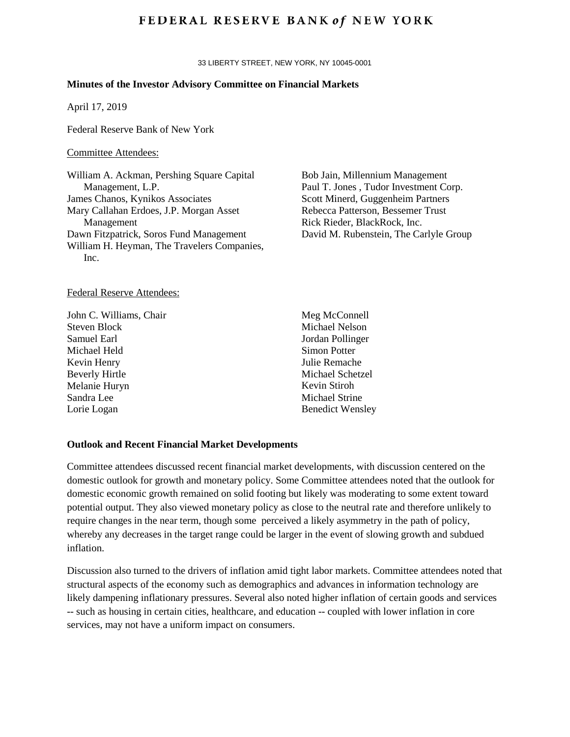# FEDERAL RESERVE BANK *of* NEW YORK

33 LIBERTY STREET, NEW YORK, NY 10045-0001

**Minutes of the Investor Advisory Committee on Financial Markets**

April 17, 2019

Federal Reserve Bank of New York

Committee Attendees:

William A. Ackman, Pershing Square Capital Management, L.P.
James Chanos, Kynikos Associates
Mary Callahan Erdoes, J.P. Morgan Asset Management
Dawn Fitzpatrick, Soros Fund Management
William H. Heyman, The Travelers Companies, Inc.
Bob Jain, Millennium Management
Paul T. Jones , Tudor Investment Corp.
Scott Minerd, Guggenheim Partners
Rebecca Patterson, Bessemer Trust
Rick Rieder, BlackRock, Inc.
David M. Rubenstein, The Carlyle Group

Federal Reserve Attendees:

John C. Williams, Chair
Steven Block
Samuel Earl
Michael Held
Kevin Henry
Beverly Hirtle
Melanie Huryn
Sandra Lee
Lorie Logan
Meg McConnell
Michael Nelson
Jordan Pollinger
Simon Potter
Julie Remache
Michael Schetzel
Kevin Stiroh
Michael Strine
Benedict Wensley

**Outlook and Recent Financial Market Developments**

Committee attendees discussed recent financial market developments, with discussion centered on the domestic outlook for growth and monetary policy. Some Committee attendees noted that the outlook for domestic economic growth remained on solid footing but likely was moderating to some extent toward potential output. They also viewed monetary policy as close to the neutral rate and therefore unlikely to require changes in the near term, though some perceived a likely asymmetry in the path of policy, whereby any decreases in the target range could be larger in the event of slowing growth and subdued inflation.

Discussion also turned to the drivers of inflation amid tight labor markets. Committee attendees noted that structural aspects of the economy such as demographics and advances in information technology are likely dampening inflationary pressures. Several also noted higher inflation of certain goods and services -- such as housing in certain cities, healthcare, and education -- coupled with lower inflation in core services, may not have a uniform impact on consumers.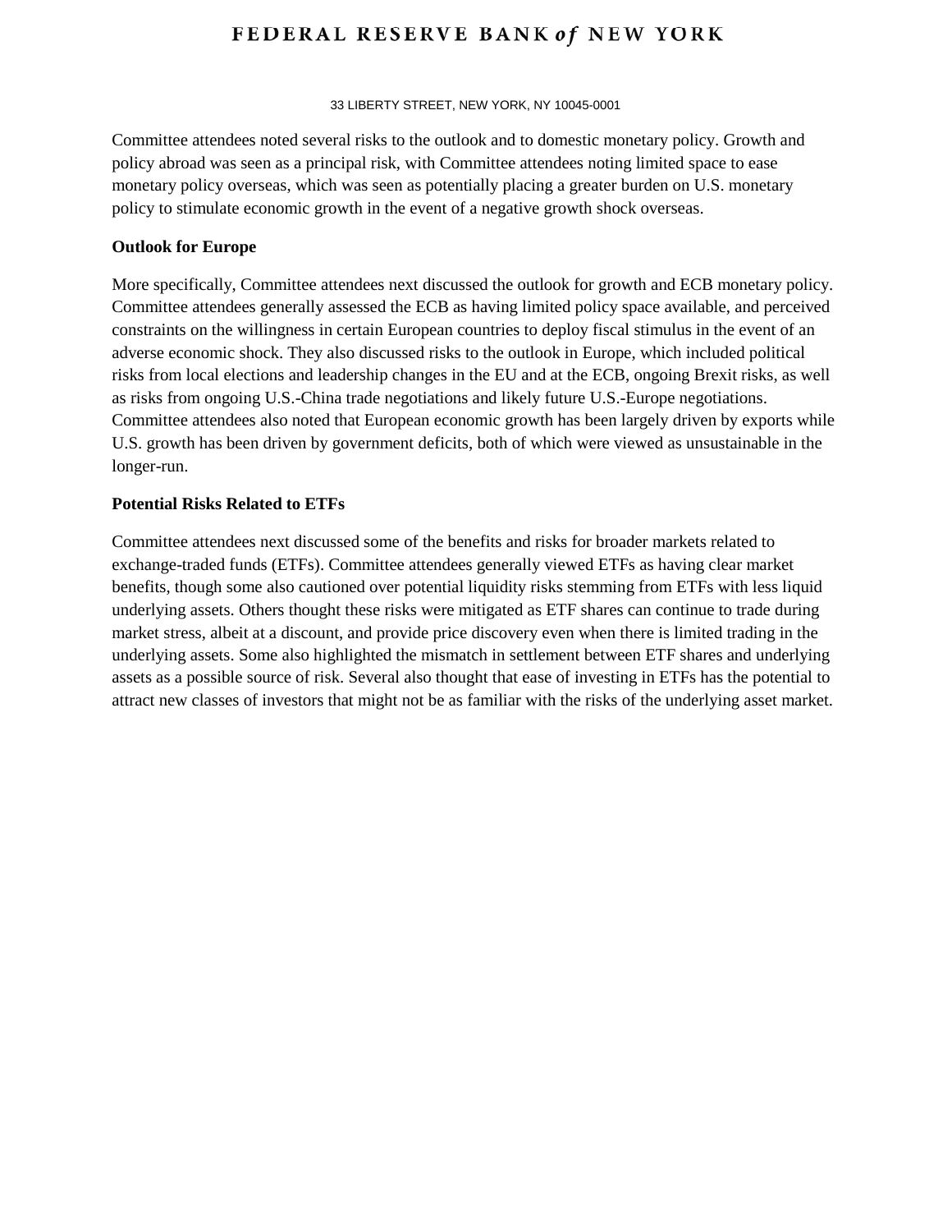Committee attendees noted several risks to the outlook and to domestic monetary policy. Growth and policy abroad was seen as a principal risk, with Committee attendees noting limited space to ease monetary policy overseas, which was seen as potentially placing a greater burden on U.S. monetary policy to stimulate economic growth in the event of a negative growth shock overseas.

**Outlook for Europe**

More specifically, Committee attendees next discussed the outlook for growth and ECB monetary policy. Committee attendees generally assessed the ECB as having limited policy space available, and perceived constraints on the willingness in certain European countries to deploy fiscal stimulus in the event of an adverse economic shock. They also discussed risks to the outlook in Europe, which included political risks from local elections and leadership changes in the EU and at the ECB, ongoing Brexit risks, as well as risks from ongoing U.S.-China trade negotiations and likely future U.S.-Europe negotiations. Committee attendees also noted that European economic growth has been largely driven by exports while U.S. growth has been driven by government deficits, both of which were viewed as unsustainable in the longer-run.

**Potential Risks Related to ETFs**

Committee attendees next discussed some of the benefits and risks for broader markets related to exchange-traded funds (ETFs). Committee attendees generally viewed ETFs as having clear market benefits, though some also cautioned over potential liquidity risks stemming from ETFs with less liquid underlying assets. Others thought these risks were mitigated as ETF shares can continue to trade during market stress, albeit at a discount, and provide price discovery even when there is limited trading in the underlying assets. Some also highlighted the mismatch in settlement between ETF shares and underlying assets as a possible source of risk. Several also thought that ease of investing in ETFs has the potential to attract new classes of investors that might not be as familiar with the risks of the underlying asset market.